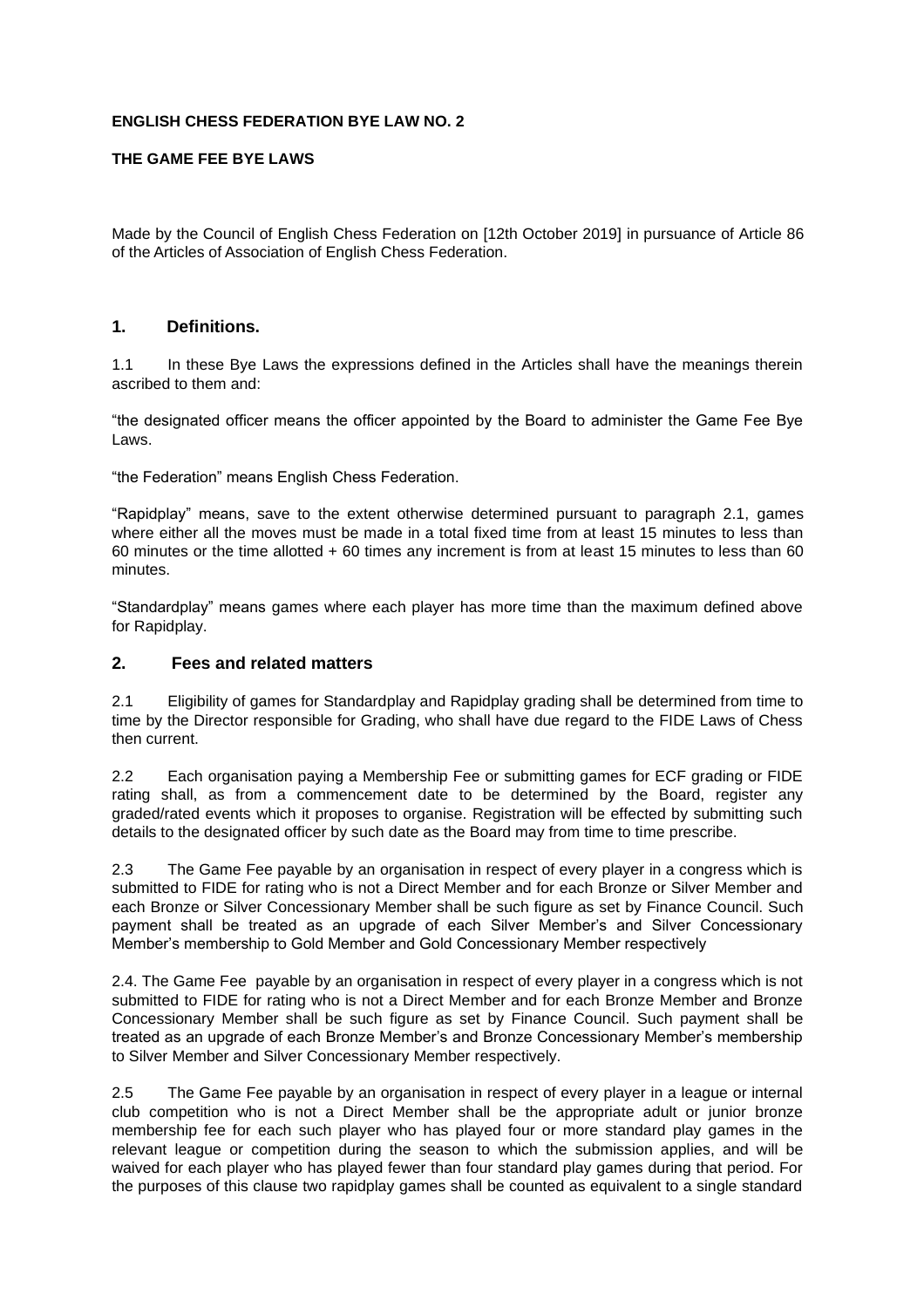**ENGLISH CHESS FEDERATION BYE LAW NO. 2**

**THE GAME FEE BYE LAWS**

Made by the Council of English Chess Federation on [12th October 2019] in pursuance of Article 86 of the Articles of Association of English Chess Federation.

## 1. Definitions.

1.1 In these Bye Laws the expressions defined in the Articles shall have the meanings therein ascribed to them and:

"the designated officer means the officer appointed by the Board to administer the Game Fee Bye Laws.

"the Federation" means English Chess Federation.

"Rapidplay" means, save to the extent otherwise determined pursuant to paragraph 2.1, games where either all the moves must be made in a total fixed time from at least 15 minutes to less than 60 minutes or the time allotted + 60 times any increment is from at least 15 minutes to less than 60 minutes.

"Standardplay" means games where each player has more time than the maximum defined above for Rapidplay.

## 2. Fees and related matters

2.1 Eligibility of games for Standardplay and Rapidplay grading shall be determined from time to time by the Director responsible for Grading, who shall have due regard to the FIDE Laws of Chess then current.

2.2 Each organisation paying a Membership Fee or submitting games for ECF grading or FIDE rating shall, as from a commencement date to be determined by the Board, register any graded/rated events which it proposes to organise. Registration will be effected by submitting such details to the designated officer by such date as the Board may from time to time prescribe.

2.3 The Game Fee payable by an organisation in respect of every player in a congress which is submitted to FIDE for rating who is not a Direct Member and for each Bronze or Silver Member and each Bronze or Silver Concessionary Member shall be such figure as set by Finance Council. Such payment shall be treated as an upgrade of each Silver Member's and Silver Concessionary Member's membership to Gold Member and Gold Concessionary Member respectively

2.4. The Game Fee payable by an organisation in respect of every player in a congress which is not submitted to FIDE for rating who is not a Direct Member and for each Bronze Member and Bronze Concessionary Member shall be such figure as set by Finance Council. Such payment shall be treated as an upgrade of each Bronze Member's and Bronze Concessionary Member's membership to Silver Member and Silver Concessionary Member respectively.

2.5 The Game Fee payable by an organisation in respect of every player in a league or internal club competition who is not a Direct Member shall be the appropriate adult or junior bronze membership fee for each such player who has played four or more standard play games in the relevant league or competition during the season to which the submission applies, and will be waived for each player who has played fewer than four standard play games during that period. For the purposes of this clause two rapidplay games shall be counted as equivalent to a single standard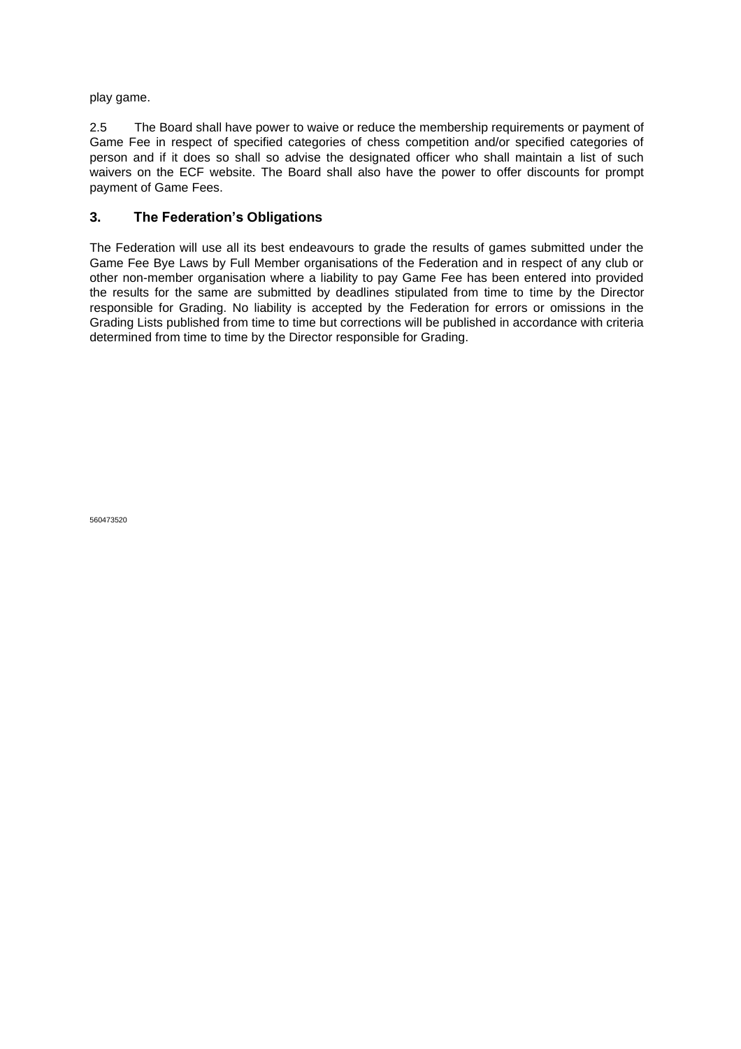play game.

2.5 The Board shall have power to waive or reduce the membership requirements or payment of Game Fee in respect of specified categories of chess competition and/or specified categories of person and if it does so shall so advise the designated officer who shall maintain a list of such waivers on the ECF website. The Board shall also have the power to offer discounts for prompt payment of Game Fees.

## 3. The Federation's Obligations

The Federation will use all its best endeavours to grade the results of games submitted under the Game Fee Bye Laws by Full Member organisations of the Federation and in respect of any club or other non-member organisation where a liability to pay Game Fee has been entered into provided the results for the same are submitted by deadlines stipulated from time to time by the Director responsible for Grading. No liability is accepted by the Federation for errors or omissions in the Grading Lists published from time to time but corrections will be published in accordance with criteria determined from time to time by the Director responsible for Grading.

560473520